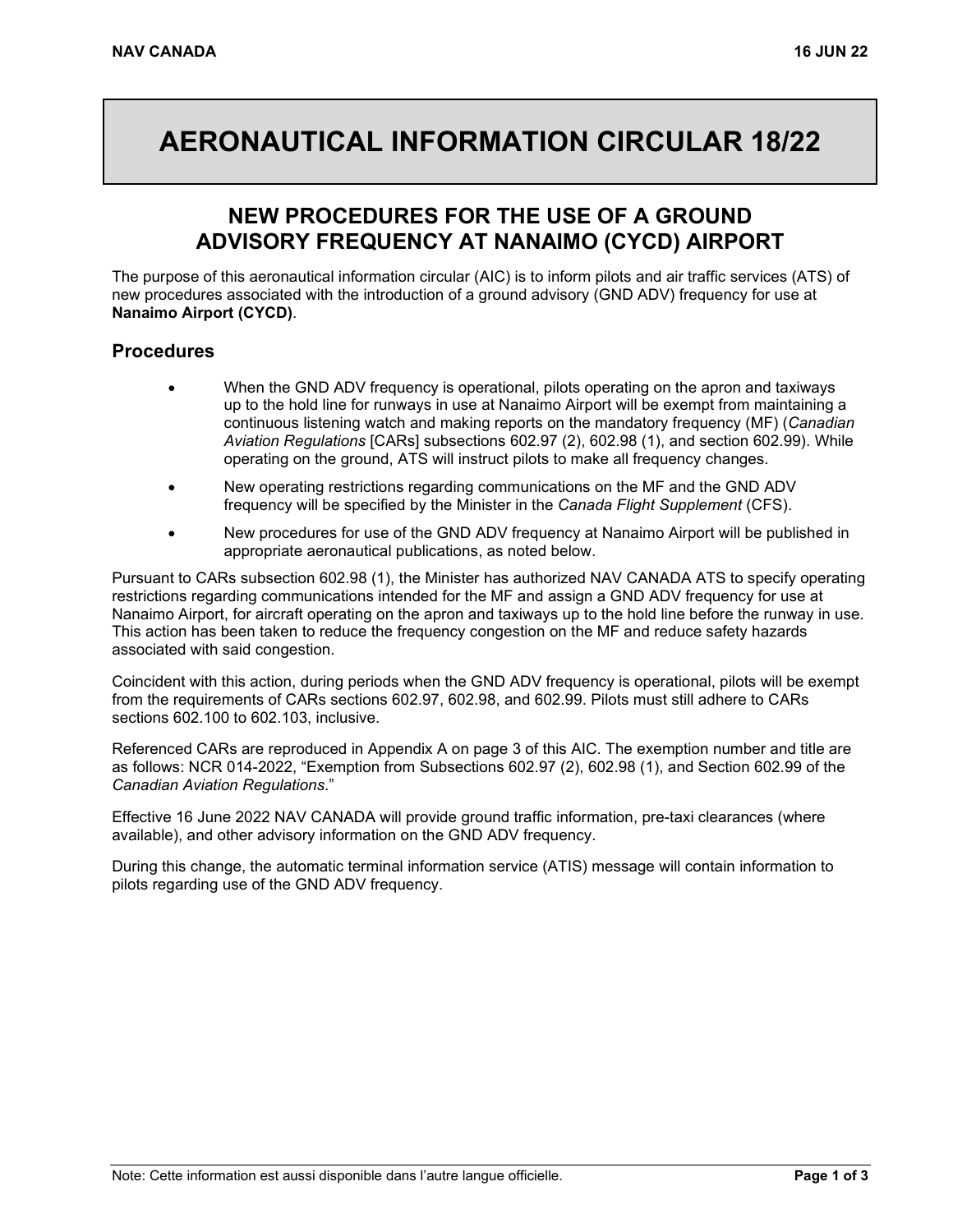# AERONAUTICAL INFORMATION CIRCULAR 18/22

## NEW PROCEDURES FOR THE USE OF A GROUND ADVISORY FREQUENCY AT NANAIMO (CYCD) AIRPORT

The purpose of this aeronautical information circular (AIC) is to inform pilots and air traffic services (ATS) of new procedures associated with the introduction of a ground advisory (GND ADV) frequency for use at **Nanaimo Airport (CYCD)**.

### Procedures

- When the GND ADV frequency is operational, pilots operating on the apron and taxiways up to the hold line for runways in use at Nanaimo Airport will be exempt from maintaining a continuous listening watch and making reports on the mandatory frequency (MF) (*Canadian Aviation Regulations* [CARs] subsections 602.97 (2), 602.98 (1), and section 602.99). While operating on the ground, ATS will instruct pilots to make all frequency changes.
- New operating restrictions regarding communications on the MF and the GND ADV frequency will be specified by the Minister in the *Canada Flight Supplement* (CFS).
- New procedures for use of the GND ADV frequency at Nanaimo Airport will be published in appropriate aeronautical publications, as noted below.

Pursuant to CARs subsection 602.98 (1), the Minister has authorized NAV CANADA ATS to specify operating restrictions regarding communications intended for the MF and assign a GND ADV frequency for use at Nanaimo Airport, for aircraft operating on the apron and taxiways up to the hold line before the runway in use. This action has been taken to reduce the frequency congestion on the MF and reduce safety hazards associated with said congestion.

Coincident with this action, during periods when the GND ADV frequency is operational, pilots will be exempt from the requirements of CARs sections 602.97, 602.98, and 602.99. Pilots must still adhere to CARs sections 602.100 to 602.103, inclusive.

Referenced CARs are reproduced in Appendix A on page 3 of this AIC. The exemption number and title are as follows: NCR 014-2022, "Exemption from Subsections 602.97 (2), 602.98 (1), and Section 602.99 of the *Canadian Aviation Regulations*."

Effective 16 June 2022 NAV CANADA will provide ground traffic information, pre-taxi clearances (where available), and other advisory information on the GND ADV frequency.

During this change, the automatic terminal information service (ATIS) message will contain information to pilots regarding use of the GND ADV frequency.

Note: Cette information est aussi disponible dans l'autre langue officielle.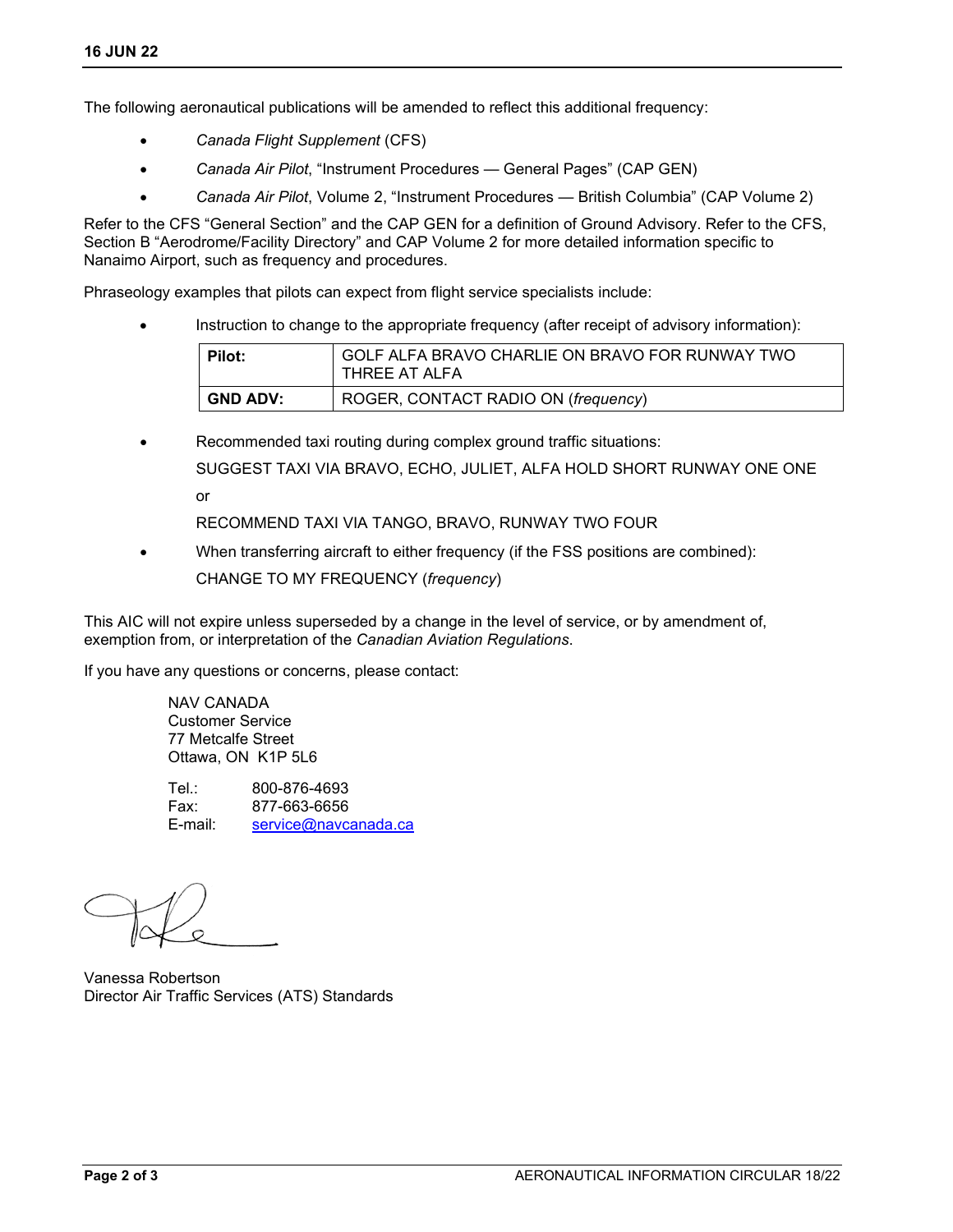The following aeronautical publications will be amended to reflect this additional frequency:

- *Canada Flight Supplement* (CFS)
- *Canada Air Pilot*, "Instrument Procedures — General Pages" (CAP GEN)
- *Canada Air Pilot*, Volume 2, "Instrument Procedures — British Columbia" (CAP Volume 2)

Refer to the CFS "General Section" and the CAP GEN for a definition of Ground Advisory. Refer to the CFS, Section B "Aerodrome/Facility Directory" and CAP Volume 2 for more detailed information specific to Nanaimo Airport, such as frequency and procedures.

Phraseology examples that pilots can expect from flight service specialists include:

- Instruction to change to the appropriate frequency (after receipt of advisory information):

| **Pilot:** | GOLF ALFA BRAVO CHARLIE ON BRAVO FOR RUNWAY TWO THREE AT ALFA |
|---|---|
| **GND ADV:** | ROGER, CONTACT RADIO ON (*frequency*) |

- Recommended taxi routing during complex ground traffic situations:

  SUGGEST TAXI VIA BRAVO, ECHO, JULIET, ALFA HOLD SHORT RUNWAY ONE ONE

  or

  RECOMMEND TAXI VIA TANGO, BRAVO, RUNWAY TWO FOUR

- When transferring aircraft to either frequency (if the FSS positions are combined):

  CHANGE TO MY FREQUENCY (*frequency*)

This AIC will not expire unless superseded by a change in the level of service, or by amendment of, exemption from, or interpretation of the *Canadian Aviation Regulations*.

If you have any questions or concerns, please contact:

NAV CANADA
Customer Service
77 Metcalfe Street
Ottawa, ON K1P 5L6

Tel.: 800-876-4693
Fax: 877-663-6656
E-mail: service@navcanada.ca

Vanessa Robertson
Director Air Traffic Services (ATS) Standards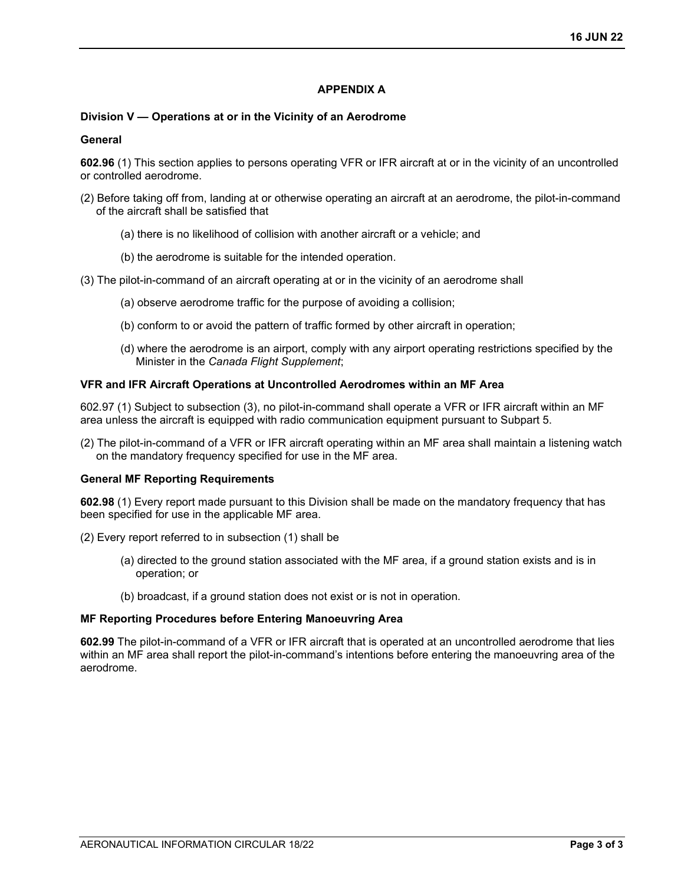# APPENDIX A

## Division V — Operations at or in the Vicinity of an Aerodrome

### General

**602.96** (1) This section applies to persons operating VFR or IFR aircraft at or in the vicinity of an uncontrolled or controlled aerodrome.

(2) Before taking off from, landing at or otherwise operating an aircraft at an aerodrome, the pilot-in-command of the aircraft shall be satisfied that

(a) there is no likelihood of collision with another aircraft or a vehicle; and

(b) the aerodrome is suitable for the intended operation.

(3) The pilot-in-command of an aircraft operating at or in the vicinity of an aerodrome shall

(a) observe aerodrome traffic for the purpose of avoiding a collision;

(b) conform to or avoid the pattern of traffic formed by other aircraft in operation;

(d) where the aerodrome is an airport, comply with any airport operating restrictions specified by the Minister in the *Canada Flight Supplement*;

### VFR and IFR Aircraft Operations at Uncontrolled Aerodromes within an MF Area

602.97 (1) Subject to subsection (3), no pilot-in-command shall operate a VFR or IFR aircraft within an MF area unless the aircraft is equipped with radio communication equipment pursuant to Subpart 5.

(2) The pilot-in-command of a VFR or IFR aircraft operating within an MF area shall maintain a listening watch on the mandatory frequency specified for use in the MF area.

### General MF Reporting Requirements

**602.98** (1) Every report made pursuant to this Division shall be made on the mandatory frequency that has been specified for use in the applicable MF area.

(2) Every report referred to in subsection (1) shall be

(a) directed to the ground station associated with the MF area, if a ground station exists and is in operation; or

(b) broadcast, if a ground station does not exist or is not in operation.

### MF Reporting Procedures before Entering Manoeuvring Area

**602.99** The pilot-in-command of a VFR or IFR aircraft that is operated at an uncontrolled aerodrome that lies within an MF area shall report the pilot-in-command's intentions before entering the manoeuvring area of the aerodrome.